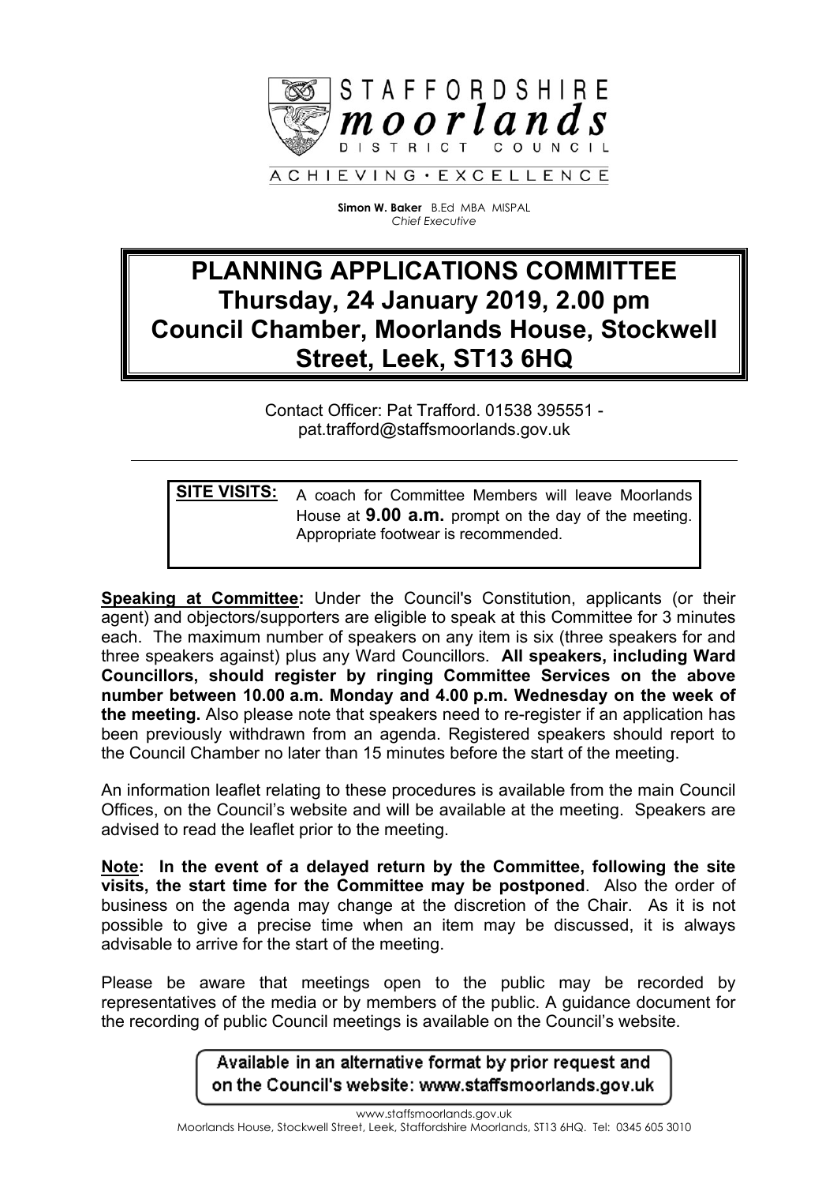STAFFORDSHIRE
*moorlands*
DISTRICT COUNCIL

ACHIEVING · EXCELLENCE

**Simon W. Baker** B.Ed MBA MISPAL
*Chief Executive*

# PLANNING APPLICATIONS COMMITTEE
# Thursday, 24 January 2019, 2.00 pm
# Council Chamber, Moorlands House, Stockwell Street, Leek, ST13 6HQ

Contact Officer: Pat Trafford. 01538 395551 - pat.trafford@staffsmoorlands.gov.uk

---

**SITE VISITS:** A coach for Committee Members will leave Moorlands House at **9.00 a.m.** prompt on the day of the meeting. Appropriate footwear is recommended.

**Speaking at Committee:** Under the Council's Constitution, applicants (or their agent) and objectors/supporters are eligible to speak at this Committee for 3 minutes each. The maximum number of speakers on any item is six (three speakers for and three speakers against) plus any Ward Councillors. **All speakers, including Ward Councillors, should register by ringing Committee Services on the above number between 10.00 a.m. Monday and 4.00 p.m. Wednesday on the week of the meeting.** Also please note that speakers need to re-register if an application has been previously withdrawn from an agenda. Registered speakers should report to the Council Chamber no later than 15 minutes before the start of the meeting.

An information leaflet relating to these procedures is available from the main Council Offices, on the Council's website and will be available at the meeting. Speakers are advised to read the leaflet prior to the meeting.

**Note: In the event of a delayed return by the Committee, following the site visits, the start time for the Committee may be postponed**. Also the order of business on the agenda may change at the discretion of the Chair. As it is not possible to give a precise time when an item may be discussed, it is always advisable to arrive for the start of the meeting.

Please be aware that meetings open to the public may be recorded by representatives of the media or by members of the public. A guidance document for the recording of public Council meetings is available on the Council's website.

Available in an alternative format by prior request and on the Council's website: www.staffsmoorlands.gov.uk

www.staffsmoorlands.gov.uk
Moorlands House, Stockwell Street, Leek, Staffordshire Moorlands, ST13 6HQ. Tel: 0345 605 3010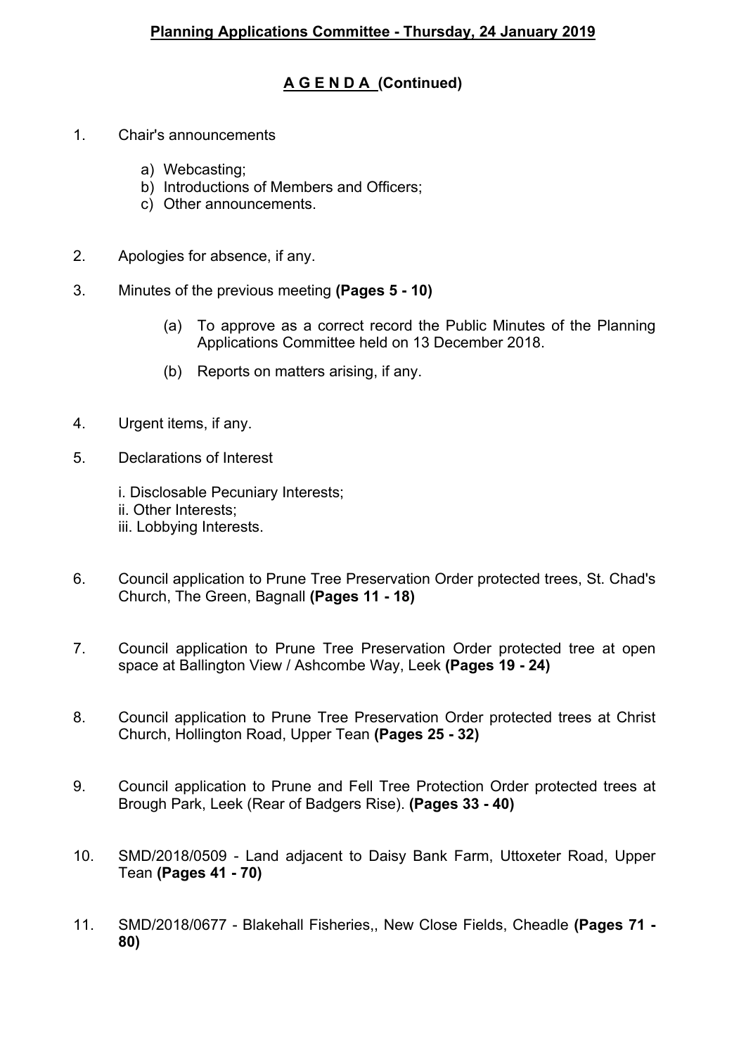**Planning Applications Committee - Thursday, 24 January 2019**

**A G E N D A (Continued)**

1. Chair's announcements

   a) Webcasting;
   b) Introductions of Members and Officers;
   c) Other announcements.

2. Apologies for absence, if any.

3. Minutes of the previous meeting **(Pages 5 - 10)**

   (a) To approve as a correct record the Public Minutes of the Planning Applications Committee held on 13 December 2018.

   (b) Reports on matters arising, if any.

4. Urgent items, if any.

5. Declarations of Interest

   i. Disclosable Pecuniary Interests;
   ii. Other Interests;
   iii. Lobbying Interests.

6. Council application to Prune Tree Preservation Order protected trees, St. Chad's Church, The Green, Bagnall **(Pages 11 - 18)**

7. Council application to Prune Tree Preservation Order protected tree at open space at Ballington View / Ashcombe Way, Leek **(Pages 19 - 24)**

8. Council application to Prune Tree Preservation Order protected trees at Christ Church, Hollington Road, Upper Tean **(Pages 25 - 32)**

9. Council application to Prune and Fell Tree Protection Order protected trees at Brough Park, Leek (Rear of Badgers Rise). **(Pages 33 - 40)**

10. SMD/2018/0509 - Land adjacent to Daisy Bank Farm, Uttoxeter Road, Upper Tean **(Pages 41 - 70)**

11. SMD/2018/0677 - Blakehall Fisheries,, New Close Fields, Cheadle **(Pages 71 - 80)**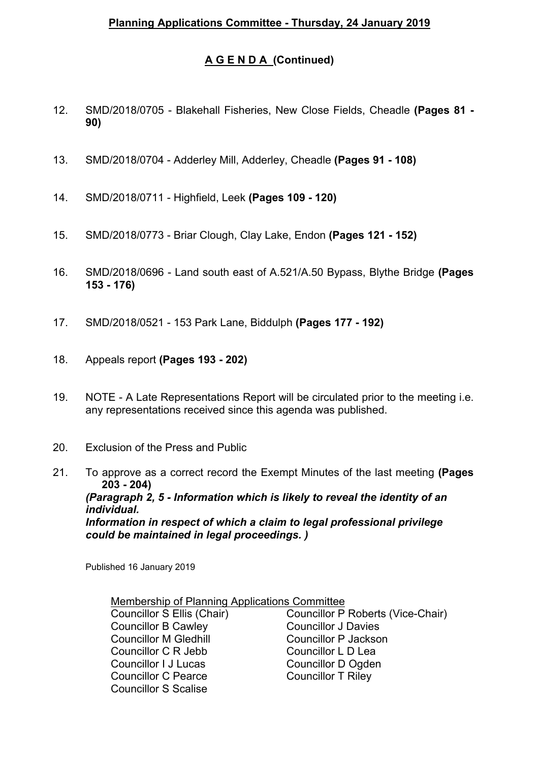**Planning Applications Committee - Thursday, 24 January 2019**

**A G E N D A (Continued)**

12. SMD/2018/0705 - Blakehall Fisheries, New Close Fields, Cheadle **(Pages 81 - 90)**

13. SMD/2018/0704 - Adderley Mill, Adderley, Cheadle **(Pages 91 - 108)**

14. SMD/2018/0711 - Highfield, Leek **(Pages 109 - 120)**

15. SMD/2018/0773 - Briar Clough, Clay Lake, Endon **(Pages 121 - 152)**

16. SMD/2018/0696 - Land south east of A.521/A.50 Bypass, Blythe Bridge **(Pages 153 - 176)**

17. SMD/2018/0521 - 153 Park Lane, Biddulph **(Pages 177 - 192)**

18. Appeals report **(Pages 193 - 202)**

19. NOTE - A Late Representations Report will be circulated prior to the meeting i.e. any representations received since this agenda was published.

20. Exclusion of the Press and Public

21. To approve as a correct record the Exempt Minutes of the last meeting **(Pages 203 - 204)**
    ***(Paragraph 2, 5 - Information which is likely to reveal the identity of an individual.***
    ***Information in respect of which a claim to legal professional privilege could be maintained in legal proceedings. )***

Published 16 January 2019

Membership of Planning Applications Committee

Councillor S Ellis (Chair)
Councillor P Roberts (Vice-Chair)
Councillor B Cawley
Councillor J Davies
Councillor M Gledhill
Councillor P Jackson
Councillor C R Jebb
Councillor L D Lea
Councillor I J Lucas
Councillor D Ogden
Councillor C Pearce
Councillor T Riley
Councillor S Scalise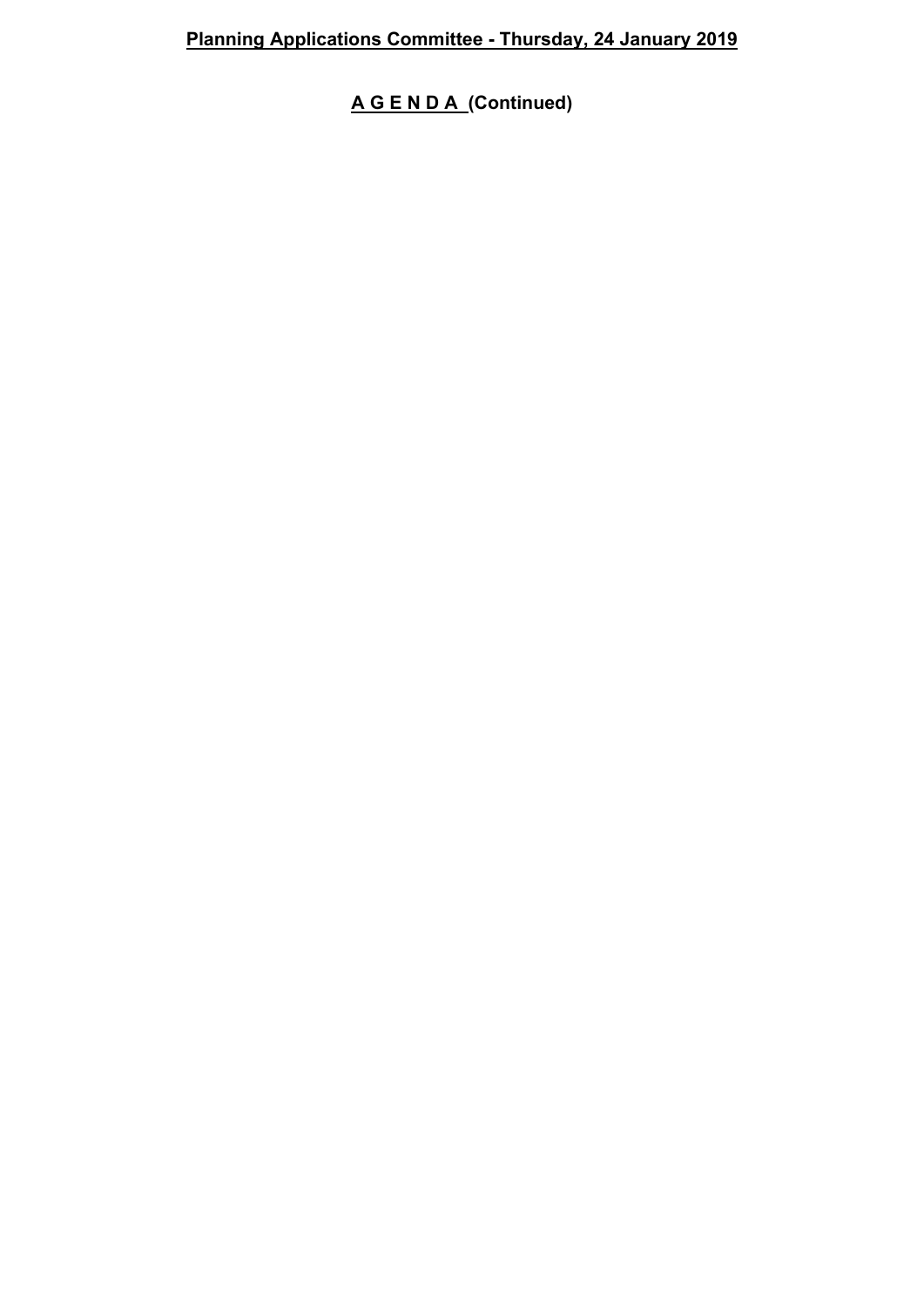**Planning Applications Committee - Thursday, 24 January 2019**

**A G E N D A (Continued)**